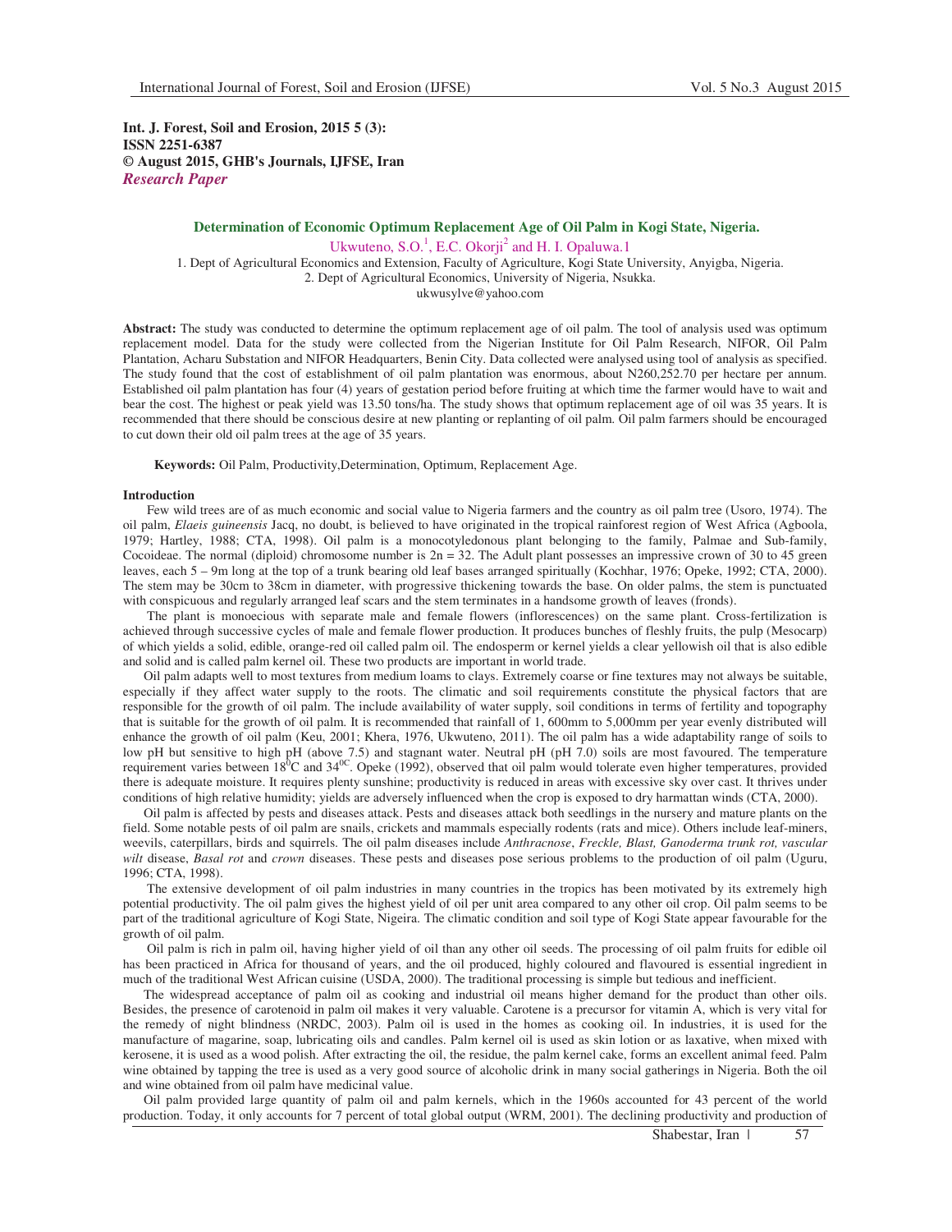**Int. J. Forest, Soil and Erosion, 2015 5 (3):**
**ISSN 2251-6387**
**© August 2015, GHB's Journals, IJFSE, Iran**
***Research Paper***

## Determination of Economic Optimum Replacement Age of Oil Palm in Kogi State, Nigeria.

Ukwuteno, S.O.[1], E.C. Okorji[2] and H. I. Opaluwa.1

1. Dept of Agricultural Economics and Extension, Faculty of Agriculture, Kogi State University, Anyigba, Nigeria.
2. Dept of Agricultural Economics, University of Nigeria, Nsukka.

ukwusylve@yahoo.com

**Abstract:** The study was conducted to determine the optimum replacement age of oil palm. The tool of analysis used was optimum replacement model. Data for the study were collected from the Nigerian Institute for Oil Palm Research, NIFOR, Oil Palm Plantation, Acharu Substation and NIFOR Headquarters, Benin City. Data collected were analysed using tool of analysis as specified. The study found that the cost of establishment of oil palm plantation was enormous, about N260,252.70 per hectare per annum. Established oil palm plantation has four (4) years of gestation period before fruiting at which time the farmer would have to wait and bear the cost. The highest or peak yield was 13.50 tons/ha. The study shows that optimum replacement age of oil was 35 years. It is recommended that there should be conscious desire at new planting or replanting of oil palm. Oil palm farmers should be encouraged to cut down their old oil palm trees at the age of 35 years.

**Keywords:** Oil Palm, Productivity,Determination, Optimum, Replacement Age.

### Introduction

Few wild trees are of as much economic and social value to Nigeria farmers and the country as oil palm tree (Usoro, 1974). The oil palm, *Elaeis guineensis* Jacq, no doubt, is believed to have originated in the tropical rainforest region of West Africa (Agboola, 1979; Hartley, 1988; CTA, 1998). Oil palm is a monocotyledonous plant belonging to the family, Palmae and Sub-family, Cocoideae. The normal (diploid) chromosome number is 2n = 32. The Adult plant possesses an impressive crown of 30 to 45 green leaves, each 5 – 9m long at the top of a trunk bearing old leaf bases arranged spiritually (Kochhar, 1976; Opeke, 1992; CTA, 2000). The stem may be 30cm to 38cm in diameter, with progressive thickening towards the base. On older palms, the stem is punctuated with conspicuous and regularly arranged leaf scars and the stem terminates in a handsome growth of leaves (fronds).

The plant is monoecious with separate male and female flowers (inflorescences) on the same plant. Cross-fertilization is achieved through successive cycles of male and female flower production. It produces bunches of fleshly fruits, the pulp (Mesocarp) of which yields a solid, edible, orange-red oil called palm oil. The endosperm or kernel yields a clear yellowish oil that is also edible and solid and is called palm kernel oil. These two products are important in world trade.

Oil palm adapts well to most textures from medium loams to clays. Extremely coarse or fine textures may not always be suitable, especially if they affect water supply to the roots. The climatic and soil requirements constitute the physical factors that are responsible for the growth of oil palm. The include availability of water supply, soil conditions in terms of fertility and topography that is suitable for the growth of oil palm. It is recommended that rainfall of 1, 600mm to 5,000mm per year evenly distributed will enhance the growth of oil palm (Keu, 2001; Khera, 1976, Ukwuteno, 2011). The oil palm has a wide adaptability range of soils to low pH but sensitive to high pH (above 7.5) and stagnant water. Neutral pH (pH 7.0) soils are most favoured. The temperature requirement varies between $18^{0}$C and $34^{0C}$. Opeke (1992), observed that oil palm would tolerate even higher temperatures, provided there is adequate moisture. It requires plenty sunshine; productivity is reduced in areas with excessive sky over cast. It thrives under conditions of high relative humidity; yields are adversely influenced when the crop is exposed to dry harmattan winds (CTA, 2000).

Oil palm is affected by pests and diseases attack. Pests and diseases attack both seedlings in the nursery and mature plants on the field. Some notable pests of oil palm are snails, crickets and mammals especially rodents (rats and mice). Others include leaf-miners, weevils, caterpillars, birds and squirrels. The oil palm diseases include *Anthracnose*, *Freckle, Blast, Ganoderma trunk rot, vascular wilt* disease, *Basal rot* and *crown* diseases. These pests and diseases pose serious problems to the production of oil palm (Uguru, 1996; CTA, 1998).

The extensive development of oil palm industries in many countries in the tropics has been motivated by its extremely high potential productivity. The oil palm gives the highest yield of oil per unit area compared to any other oil crop. Oil palm seems to be part of the traditional agriculture of Kogi State, Nigeira. The climatic condition and soil type of Kogi State appear favourable for the growth of oil palm.

Oil palm is rich in palm oil, having higher yield of oil than any other oil seeds. The processing of oil palm fruits for edible oil has been practiced in Africa for thousand of years, and the oil produced, highly coloured and flavoured is essential ingredient in much of the traditional West African cuisine (USDA, 2000). The traditional processing is simple but tedious and inefficient.

The widespread acceptance of palm oil as cooking and industrial oil means higher demand for the product than other oils. Besides, the presence of carotenoid in palm oil makes it very valuable. Carotene is a precursor for vitamin A, which is very vital for the remedy of night blindness (NRDC, 2003). Palm oil is used in the homes as cooking oil. In industries, it is used for the manufacture of magarine, soap, lubricating oils and candles. Palm kernel oil is used as skin lotion or as laxative, when mixed with kerosene, it is used as a wood polish. After extracting the oil, the residue, the palm kernel cake, forms an excellent animal feed. Palm wine obtained by tapping the tree is used as a very good source of alcoholic drink in many social gatherings in Nigeria. Both the oil and wine obtained from oil palm have medicinal value.

Oil palm provided large quantity of palm oil and palm kernels, which in the 1960s accounted for 43 percent of the world production. Today, it only accounts for 7 percent of total global output (WRM, 2001). The declining productivity and production of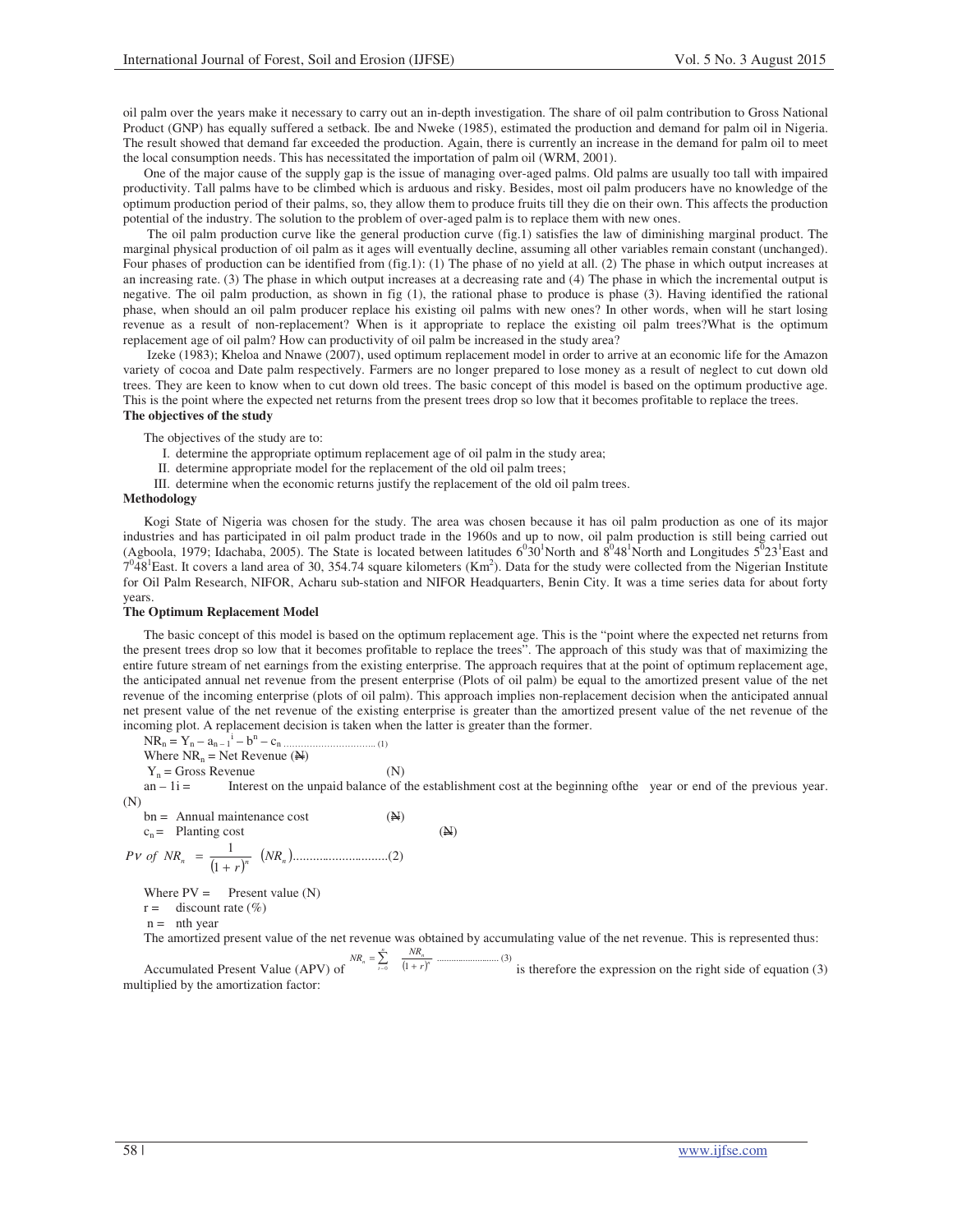oil palm over the years make it necessary to carry out an in-depth investigation. The share of oil palm contribution to Gross National Product (GNP) has equally suffered a setback. Ibe and Nweke (1985), estimated the production and demand for palm oil in Nigeria. The result showed that demand far exceeded the production. Again, there is currently an increase in the demand for palm oil to meet the local consumption needs. This has necessitated the importation of palm oil (WRM, 2001).

One of the major cause of the supply gap is the issue of managing over-aged palms. Old palms are usually too tall with impaired productivity. Tall palms have to be climbed which is arduous and risky. Besides, most oil palm producers have no knowledge of the optimum production period of their palms, so, they allow them to produce fruits till they die on their own. This affects the production potential of the industry. The solution to the problem of over-aged palm is to replace them with new ones.

The oil palm production curve like the general production curve (fig.1) satisfies the law of diminishing marginal product. The marginal physical production of oil palm as it ages will eventually decline, assuming all other variables remain constant (unchanged). Four phases of production can be identified from (fig.1): (1) The phase of no yield at all. (2) The phase in which output increases at an increasing rate. (3) The phase in which output increases at a decreasing rate and (4) The phase in which the incremental output is negative. The oil palm production, as shown in fig (1), the rational phase to produce is phase (3). Having identified the rational phase, when should an oil palm producer replace his existing oil palms with new ones? In other words, when will he start losing revenue as a result of non-replacement? When is it appropriate to replace the existing oil palm trees?What is the optimum replacement age of oil palm? How can productivity of oil palm be increased in the study area?

Izeke (1983); Kheloa and Nnawe (2007), used optimum replacement model in order to arrive at an economic life for the Amazon variety of cocoa and Date palm respectively. Farmers are no longer prepared to lose money as a result of neglect to cut down old trees. They are keen to know when to cut down old trees. The basic concept of this model is based on the optimum productive age. This is the point where the expected net returns from the present trees drop so low that it becomes profitable to replace the trees.

**The objectives of the study**

The objectives of the study are to:

I. determine the appropriate optimum replacement age of oil palm in the study area;
II. determine appropriate model for the replacement of the old oil palm trees;
III. determine when the economic returns justify the replacement of the old oil palm trees.

**Methodology**

Kogi State of Nigeria was chosen for the study. The area was chosen because it has oil palm production as one of its major industries and has participated in oil palm product trade in the 1960s and up to now, oil palm production is still being carried out (Agboola, 1979; Idachaba, 2005). The State is located between latitudes $6^0 30^1$North and $8^0 48^1$North and Longitudes $5^0 23^1$East and $7^0 48^1$East. It covers a land area of 30, 354.74 square kilometers ($Km^2$). Data for the study were collected from the Nigerian Institute for Oil Palm Research, NIFOR, Acharu sub-station and NIFOR Headquarters, Benin City. It was a time series data for about forty years.

**The Optimum Replacement Model**

The basic concept of this model is based on the optimum replacement age. This is the "point where the expected net returns from the present trees drop so low that it becomes profitable to replace the trees". The approach of this study was that of maximizing the entire future stream of net earnings from the existing enterprise. The approach requires that at the point of optimum replacement age, the anticipated annual net revenue from the present enterprise (Plots of oil palm) be equal to the amortized present value of the net revenue of the incoming enterprise (plots of oil palm). This approach implies non-replacement decision when the anticipated annual net present value of the net revenue of the existing enterprise is greater than the amortized present value of the net revenue of the incoming plot. A replacement decision is taken when the latter is greater than the former.

$$NR_n = Y_n - a_{n-1}{}^i - b^n - c_n \text{ .................................. (1)}$$

Where $NR_n$ = Net Revenue (₦)

$Y_n$ = Gross Revenue (N)

an – 1i = Interest on the unpaid balance of the establishment cost at the beginning ofthe year or end of the previous year. (N)

bn = Annual maintenance cost (₦)

$c_n$ = Planting cost (₦)

$$Pv \ of \ NR_n = \frac{1}{(1+r)^n} \ (NR_n) \text{..............................(2)}$$

Where PV = Present value (N)

r = discount rate (%)

n = nth year

The amortized present value of the net revenue was obtained by accumulating value of the net revenue. This is represented thus:

Accumulated Present Value (APV) of $NR_n = \sum_{i=0}^{n} \frac{NR_n}{(1+r)^n}$ ......................... (3) is therefore the expression on the right side of equation (3) multiplied by the amortization factor: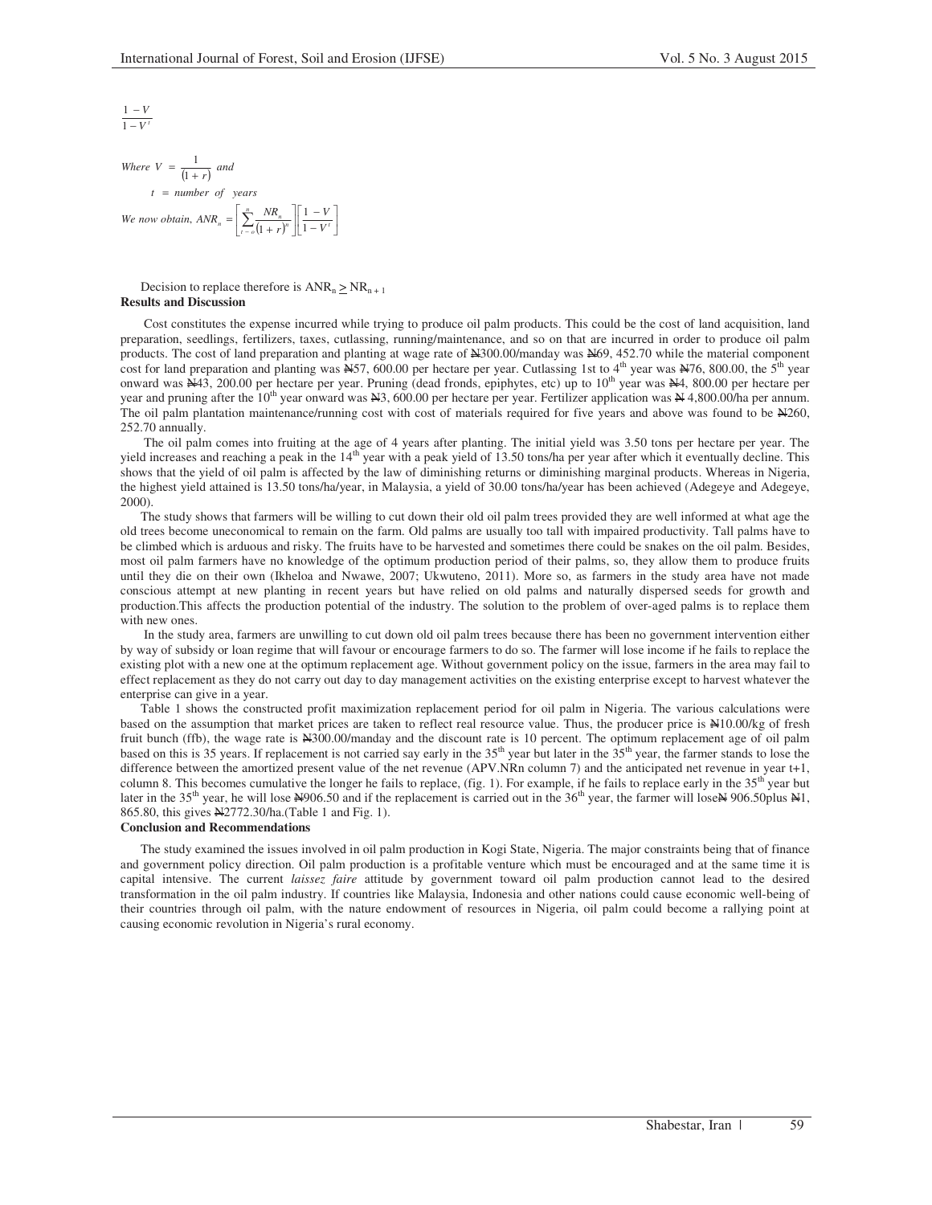$$\frac{1-V}{1-V^{t}}$$

*Where* $V = \frac{1}{(1+r)}$ *and*

$t$ = *number of years*

*We now obtain,* $ANR_n = \left[\sum_{t=0}^{n} \frac{NR_n}{(1+r)^n}\right]\left[\frac{1-V}{1-V^{t}}\right]$

Decision to replace therefore is $ANR_n \geq NR_{n+1}$

**Results and Discussion**

Cost constitutes the expense incurred while trying to produce oil palm products. This could be the cost of land acquisition, land preparation, seedlings, fertilizers, taxes, cutlassing, running/maintenance, and so on that are incurred in order to produce oil palm products. The cost of land preparation and planting at wage rate of ₦300.00/manday was ₦69, 452.70 while the material component cost for land preparation and planting was ₦57, 600.00 per hectare per year. Cutlassing 1st to 4th year was ₦76, 800.00, the 5th year onward was ₦43, 200.00 per hectare per year. Pruning (dead fronds, epiphytes, etc) up to 10th year was ₦4, 800.00 per hectare per year and pruning after the 10th year onward was ₦3, 600.00 per hectare per year. Fertilizer application was ₦ 4,800.00/ha per annum. The oil palm plantation maintenance/running cost with cost of materials required for five years and above was found to be ₦260, 252.70 annually.

The oil palm comes into fruiting at the age of 4 years after planting. The initial yield was 3.50 tons per hectare per year. The yield increases and reaching a peak in the 14th year with a peak yield of 13.50 tons/ha per year after which it eventually decline. This shows that the yield of oil palm is affected by the law of diminishing returns or diminishing marginal products. Whereas in Nigeria, the highest yield attained is 13.50 tons/ha/year, in Malaysia, a yield of 30.00 tons/ha/year has been achieved (Adegeye and Adegeye, 2000).

The study shows that farmers will be willing to cut down their old oil palm trees provided they are well informed at what age the old trees become uneconomical to remain on the farm. Old palms are usually too tall with impaired productivity. Tall palms have to be climbed which is arduous and risky. The fruits have to be harvested and sometimes there could be snakes on the oil palm. Besides, most oil palm farmers have no knowledge of the optimum production period of their palms, so, they allow them to produce fruits until they die on their own (Ikheloa and Nwawe, 2007; Ukwuteno, 2011). More so, as farmers in the study area have not made conscious attempt at new planting in recent years but have relied on old palms and naturally dispersed seeds for growth and production.This affects the production potential of the industry. The solution to the problem of over-aged palms is to replace them with new ones.

In the study area, farmers are unwilling to cut down old oil palm trees because there has been no government intervention either by way of subsidy or loan regime that will favour or encourage farmers to do so. The farmer will lose income if he fails to replace the existing plot with a new one at the optimum replacement age. Without government policy on the issue, farmers in the area may fail to effect replacement as they do not carry out day to day management activities on the existing enterprise except to harvest whatever the enterprise can give in a year.

Table 1 shows the constructed profit maximization replacement period for oil palm in Nigeria. The various calculations were based on the assumption that market prices are taken to reflect real resource value. Thus, the producer price is ₦10.00/kg of fresh fruit bunch (ffb), the wage rate is ₦300.00/manday and the discount rate is 10 percent. The optimum replacement age of oil palm based on this is 35 years. If replacement is not carried say early in the 35th year but later in the 35th year, the farmer stands to lose the difference between the amortized present value of the net revenue (APV.NRn column 7) and the anticipated net revenue in year t+1, column 8. This becomes cumulative the longer he fails to replace, (fig. 1). For example, if he fails to replace early in the 35th year but later in the 35th year, he will lose ₦906.50 and if the replacement is carried out in the 36th year, the farmer will lose₦ 906.50plus ₦1, 865.80, this gives ₦2772.30/ha.(Table 1 and Fig. 1).

**Conclusion and Recommendations**

The study examined the issues involved in oil palm production in Kogi State, Nigeria. The major constraints being that of finance and government policy direction. Oil palm production is a profitable venture which must be encouraged and at the same time it is capital intensive. The current *laissez faire* attitude by government toward oil palm production cannot lead to the desired transformation in the oil palm industry. If countries like Malaysia, Indonesia and other nations could cause economic well-being of their countries through oil palm, with the nature endowment of resources in Nigeria, oil palm could become a rallying point at causing economic revolution in Nigeria's rural economy.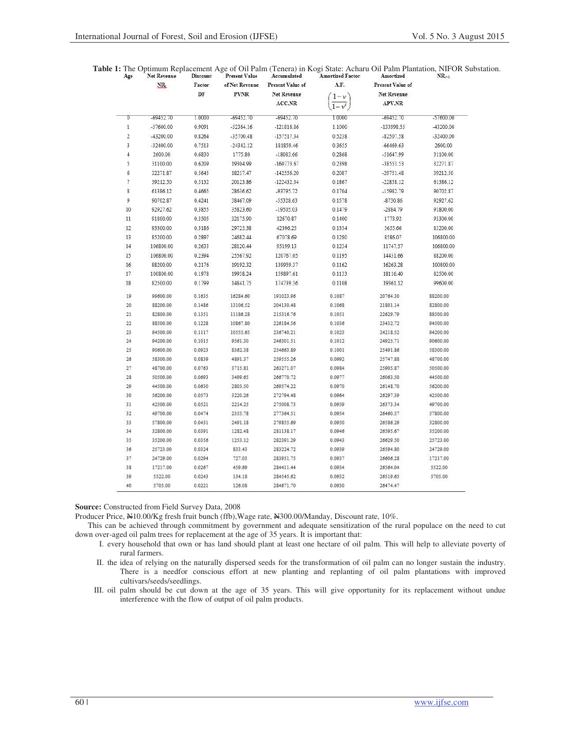**Table 1:** The Optimum Replacement Age of Oil Palm (Tenera) in Kogi State: Acharu Oil Palm Plantation, NIFOR Substation.

| Age | Net Revenue $NR_t$ | Discount Factor DF | Present Value of Net Revenue PVNR | Accumulated Present Value of Net Revenue ACC.NR | Amortized Factor A.F. $\left(\frac{1-v}{1-v^t}\right)$ | Amortized Present Value of Net Revenue APV.NR | $NR_{t+1}$ |
|---|---|---|---|---|---|---|---|
| 0 | -69452.70 | 1.0000 | -69452.70 | -69452.70 | 1.0000 | -69452.70 | -57600.00 |
| 1 | -57600.00 | 0.9091 | -52364.16 | -121816.86 | 1.1000 | -133998.55 | -43200.00 |
| 2 | -43200.00 | 0.8264 | -35700.48 | -157517.34 | 0.5238 | -82507.58 | -32400.00 |
| 3 | -32400.00 | 0.7513 | -24342.12 | 181859.46 | 0.3655 | -66469.63 | 2600.00 |
| 4 | 2600.00 | 0.6830 | 1775.80 | -18083.66 | 0.2868 | -51647.99 | 31100.00 |
| 5 | 31100.00 | 0.6209 | 19304.99 | -160773.67 | 0.2398 | -38553.53 | 32271.87 |
| 6 | 32271.87 | 0.5645 | 18217.47 | -142556.20 | 0.2087 | -29751.48 | 39212.50 |
| 7 | 39212.50 | 0.5132 | 20123.86 | -122432.34 | 0.1867 | -22858.12 | 61386.12 |
| 8 | 61386.12 | 0.4665 | 28636.62 | -93795.72 | 0.1704 | -15982.79 | 90702.87 |
| 9 | 90702.87 | 0.4241 | 38467.09 | -55328.63 | 0.1578 | -8730.86 | 92927.62 |
| 10 | 92927.62 | 0.3855 | 35823.60 | -19505.03 | 0.1479 | -2884.79 | 91800.00 |
| 11 | 91800.00 | 0.3505 | 32175.90 | 12670.87 | 0.1400 | 1773.92 | 93300.00 |
| 12 | 93300.00 | 0.3186 | 29725.38 | 42396.25 | 0.1334 | 5655.66 | 85200.00 |
| 13 | 85200.00 | 0.2897 | 24682.44 | 67078.69 | 0.1280 | 8586.07 | 106800.00 |
| 14 | 106800.00 | 0.2633 | 28120.44 | 95199.13 | 0.1234 | 11747.57 | 106800.00 |
| 15 | 106800.00 | 0.2394 | 25567.92 | 120767.05 | 0.1195 | 14431.66 | 88200.00 |
| 16 | 88200.00 | 0.2176 | 19192.32 | 139959.37 | 0.1162 | 16263.28 | 100800.00 |
| 17 | 100800.00 | 0.1978 | 19938.24 | 159897.61 | 0.1133 | 18116.40 | 82500.00 |
| 18 | 82500.00 | 0.1799 | 14841.75 | 174739.36 | 0.1108 | 19361.12 | 99600.00 |
| 19 | 99600.00 | 0.1635 | 16284.60 | 191023.96 | 0.1087 | 20764.30 | 88200.00 |
| 20 | 88200.00 | 0.1486 | 13106.52 | 204130.48 | 0.1068 | 21801.14 | 82800.00 |
| 21 | 82800.00 | 0.1351 | 11186.28 | 215316.76 | 0.1051 | 22629.79 | 88500.00 |
| 22 | 88500.00 | 0.1228 | 10867.80 | 226184.56 | 0.1036 | 23432.72 | 94500.00 |
| 23 | 94500.00 | 0.1117 | 10555.65 | 236740.21 | 0.1023 | 24218.52 | 94200.00 |
| 24 | 94200.00 | 0.1015 | 9561.30 | 246301.51 | 0.1012 | 24925.71 | 90600.00 |
| 25 | 90600.00 | 0.0923 | 8362.38 | 254663.89 | 0.1001 | 25491.86 | 58300.00 |
| 26 | 58300.00 | 0.0839 | 4891.37 | 259555.26 | 0.0992 | 25747.88 | 48700.00 |
| 27 | 48700.00 | 0.0763 | 3715.81 | 263271.07 | 0.0984 | 25905.87 | 50500.00 |
| 28 | 50500.00 | 0.0693 | 3499.65 | 266770.72 | 0.0977 | 26063.50 | 44500.00 |
| 29 | 44500.00 | 0.0630 | 2803.50 | 269574.22 | 0.0970 | 26148.70 | 56200.00 |
| 30 | 56200.00 | 0.0573 | 3220.26 | 272794.48 | 0.0964 | 26297.39 | 42500.00 |
| 31 | 42500.00 | 0.0521 | 2214.25 | 275008.73 | 0.0959 | 26373.34 | 49700.00 |
| 32 | 49700.00 | 0.0474 | 2355.78 | 277364.51 | 0.0954 | 26460.57 | 57800.00 |
| 33 | 57800.00 | 0.0431 | 2491.18 | 279855.69 | 0.0950 | 26586.29 | 32800.00 |
| 34 | 32800.00 | 0.0391 | 1282.48 | 281138.17 | 0.0946 | 26595.67 | 35200.00 |
| 35 | 35200.00 | 0.0356 | 1253.12 | 282391.29 | 0.0943 | 26629.50 | 25723.00 |
| 36 | 25723.00 | 0.0324 | 833.43 | 283224.72 | 0.0939 | 26594.80 | 24729.00 |
| 37 | 24729.00 | 0.0294 | 727.03 | 283951.75 | 0.0937 | 26606.28 | 17217.00 |
| 38 | 17217.00 | 0.0267 | 459.69 | 284411.44 | 0.0934 | 26564.04 | 5522.00 |
| 39 | 5522.00 | 0.0243 | 134.18 | 284545.62 | 0.0932 | 26519.65 | 5705.00 |
| 40 | 5705.00 | 0.0221 | 126.08 | 284671.70 | 0.0930 | 26474.47 | |

**Source:** Constructed from Field Survey Data, 2008

Producer Price, ₦10.00/Kg fresh fruit bunch (ffb), Wage rate, ₦300.00/Manday, Discount rate, 10%.

This can be achieved through commitment by government and adequate sensitization of the rural populace on the need to cut down over-aged oil palm trees for replacement at the age of 35 years. It is important that:

I. every household that own or has land should plant at least one hectare of oil palm. This will help to alleviate poverty of rural farmers.

II. the idea of relying on the naturally dispersed seeds for the transformation of oil palm can no longer sustain the industry. There is a needfor conscious effort at new planting and replanting of oil palm plantations with improved cultivars/seeds/seedlings.

III. oil palm should be cut down at the age of 35 years. This will give opportunity for its replacement without undue interference with the flow of output of oil palm products.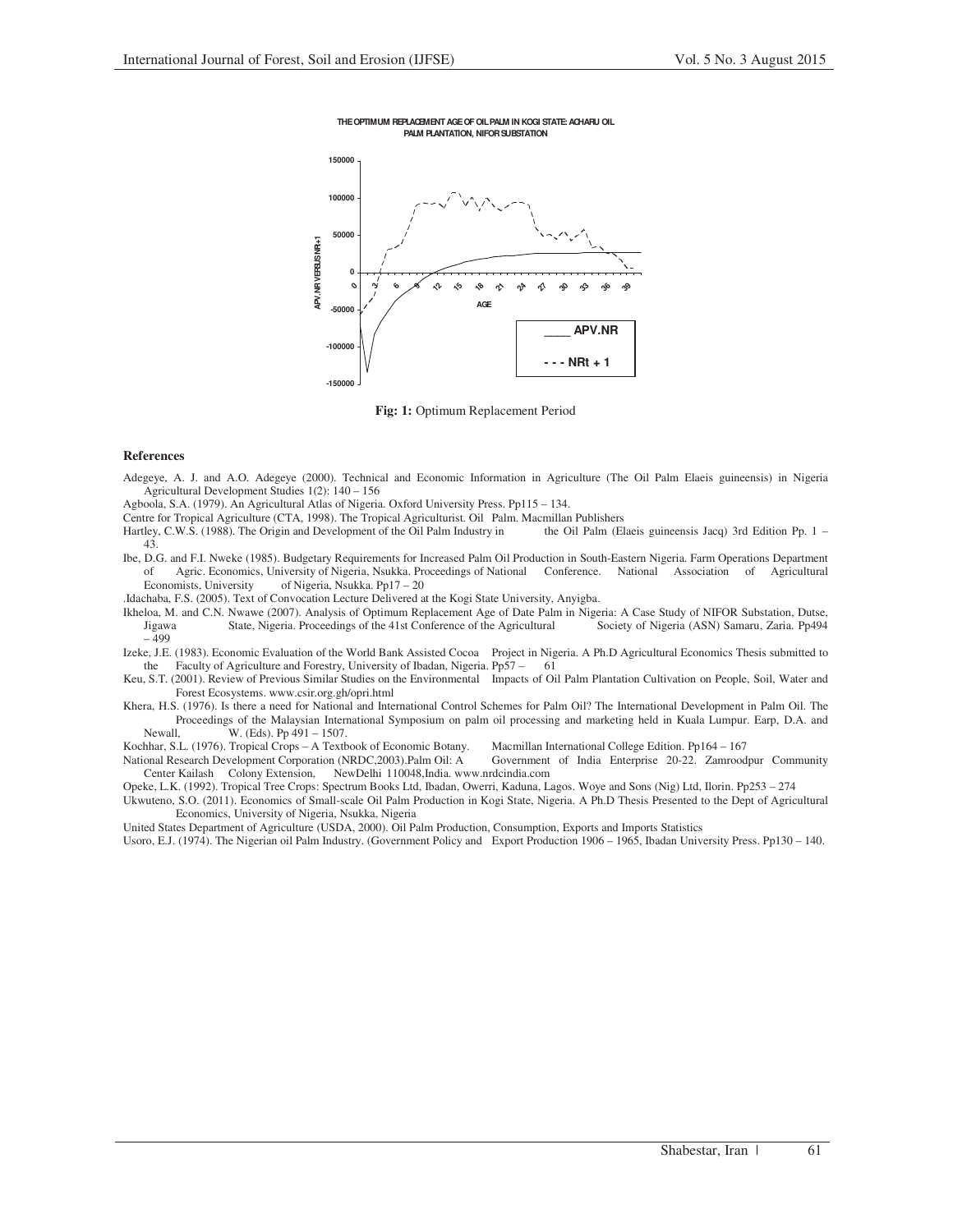THE OPTIMUM REPLACEMENT AGE OF OIL PALM IN KOGI STATE: ACHARU OIL PALM PLANTATION, NIFOR SUBSTATION

150000
100000
50000
0
-50000
-100000
-150000

APV. NR VERSUS NR+1

0 3 6 9 12 15 18 21 24 27 30 33 36 39

AGE

____ APV.NR

- - - NRt + 1

**Fig: 1:** Optimum Replacement Period

## References

Adegeye, A. J. and A.O. Adegeye (2000). Technical and Economic Information in Agriculture (The Oil Palm Elaeis guineensis) in Nigeria Agricultural Development Studies 1(2): 140 – 156

Agboola, S.A. (1979). An Agricultural Atlas of Nigeria. Oxford University Press. Pp115 – 134.

Centre for Tropical Agriculture (CTA, 1998). The Tropical Agriculturist. Oil Palm. Macmillan Publishers

Hartley, C.W.S. (1988). The Origin and Development of the Oil Palm Industry in the Oil Palm (Elaeis guineensis Jacq) 3rd Edition Pp. 1 – 43.

Ibe, D.G. and F.I. Nweke (1985). Budgetary Requirements for Increased Palm Oil Production in South-Eastern Nigeria. Farm Operations Department of Agric. Economics, University of Nigeria, Nsukka. Proceedings of National Conference. National Association of Agricultural Economists, University of Nigeria, Nsukka. Pp17 – 20

.Idachaba, F.S. (2005). Text of Convocation Lecture Delivered at the Kogi State University, Anyigba.

Ikheloa, M. and C.N. Nwawe (2007). Analysis of Optimum Replacement Age of Date Palm in Nigeria: A Case Study of NIFOR Substation, Dutse, Jigawa State, Nigeria. Proceedings of the 41st Conference of the Agricultural Society of Nigeria (ASN) Samaru, Zaria. Pp494 – 499

Izeke, J.E. (1983). Economic Evaluation of the World Bank Assisted Cocoa Project in Nigeria. A Ph.D Agricultural Economics Thesis submitted to the Faculty of Agriculture and Forestry, University of Ibadan, Nigeria. Pp57 – 61

Keu, S.T. (2001). Review of Previous Similar Studies on the Environmental Impacts of Oil Palm Plantation Cultivation on People, Soil, Water and Forest Ecosystems. www.csir.org.gh/opri.html

Khera, H.S. (1976). Is there a need for National and International Control Schemes for Palm Oil? The International Development in Palm Oil. The Proceedings of the Malaysian International Symposium on palm oil processing and marketing held in Kuala Lumpur. Earp, D.A. and Newall, W. (Eds). Pp 491 – 1507.

Kochhar, S.L. (1976). Tropical Crops – A Textbook of Economic Botany. Macmillan International College Edition. Pp164 – 167

National Research Development Corporation (NRDC,2003).Palm Oil: A Government of India Enterprise 20-22. Zamroodpur Community Center Kailash Colony Extension, NewDelhi 110048,India. www.nrdcindia.com

Opeke, L.K. (1992). Tropical Tree Crops: Spectrum Books Ltd, Ibadan, Owerri, Kaduna, Lagos. Woye and Sons (Nig) Ltd, Ilorin. Pp253 – 274

Ukwuteno, S.O. (2011). Economics of Small-scale Oil Palm Production in Kogi State, Nigeria. A Ph.D Thesis Presented to the Dept of Agricultural Economics, University of Nigeria, Nsukka, Nigeria

United States Department of Agriculture (USDA, 2000). Oil Palm Production, Consumption, Exports and Imports Statistics

Usoro, E.J. (1974). The Nigerian oil Palm Industry. (Government Policy and Export Production 1906 – 1965, Ibadan University Press. Pp130 – 140.